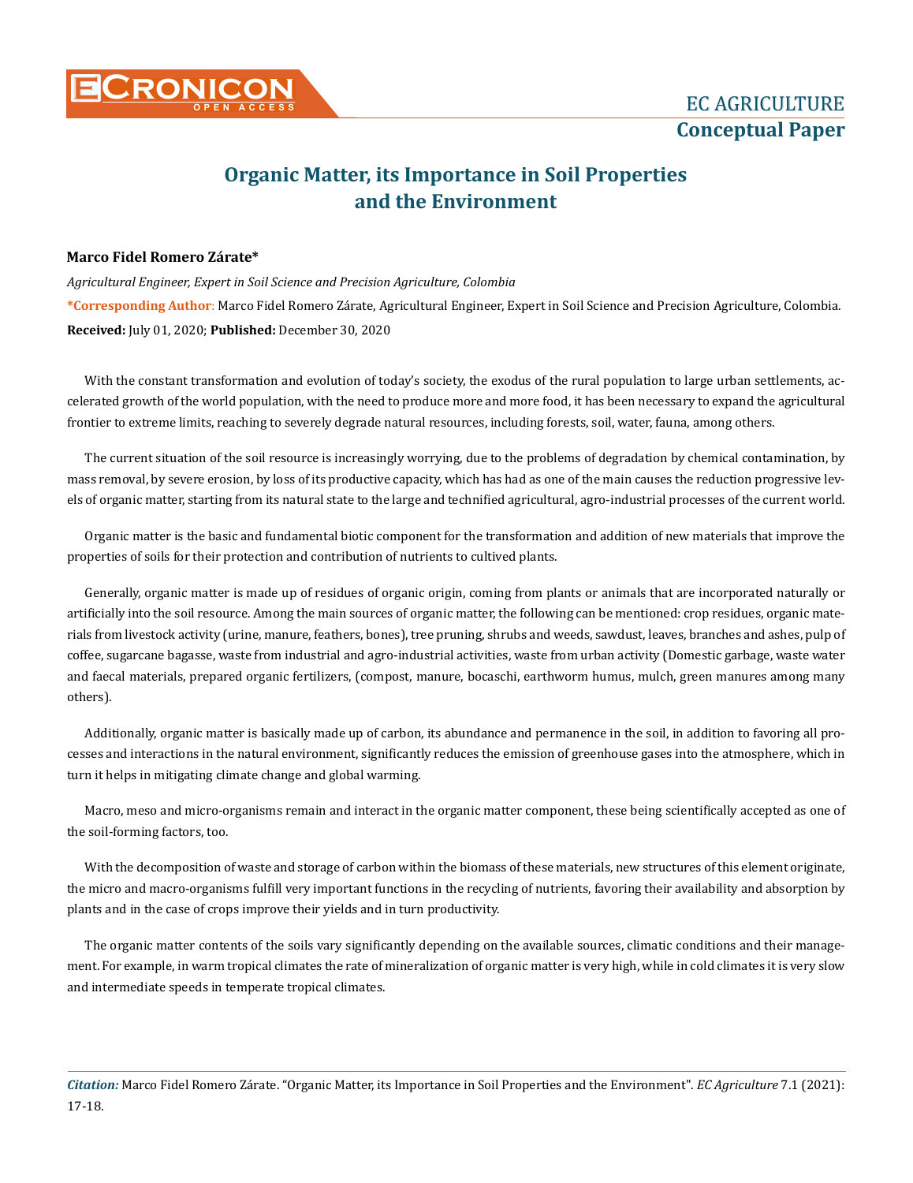# Organic Matter, its Importance in Soil Properties and the Environment

**Marco Fidel Romero Zárate***

*Agricultural Engineer, Expert in Soil Science and Precision Agriculture, Colombia*

**\*Corresponding Author**: Marco Fidel Romero Zárate, Agricultural Engineer, Expert in Soil Science and Precision Agriculture, Colombia.

**Received:** July 01, 2020; **Published:** December 30, 2020

With the constant transformation and evolution of today's society, the exodus of the rural population to large urban settlements, accelerated growth of the world population, with the need to produce more and more food, it has been necessary to expand the agricultural frontier to extreme limits, reaching to severely degrade natural resources, including forests, soil, water, fauna, among others.

The current situation of the soil resource is increasingly worrying, due to the problems of degradation by chemical contamination, by mass removal, by severe erosion, by loss of its productive capacity, which has had as one of the main causes the reduction progressive levels of organic matter, starting from its natural state to the large and technified agricultural, agro-industrial processes of the current world.

Organic matter is the basic and fundamental biotic component for the transformation and addition of new materials that improve the properties of soils for their protection and contribution of nutrients to cultived plants.

Generally, organic matter is made up of residues of organic origin, coming from plants or animals that are incorporated naturally or artificially into the soil resource. Among the main sources of organic matter, the following can be mentioned: crop residues, organic materials from livestock activity (urine, manure, feathers, bones), tree pruning, shrubs and weeds, sawdust, leaves, branches and ashes, pulp of coffee, sugarcane bagasse, waste from industrial and agro-industrial activities, waste from urban activity (Domestic garbage, waste water and faecal materials, prepared organic fertilizers, (compost, manure, bocaschi, earthworm humus, mulch, green manures among many others).

Additionally, organic matter is basically made up of carbon, its abundance and permanence in the soil, in addition to favoring all processes and interactions in the natural environment, significantly reduces the emission of greenhouse gases into the atmosphere, which in turn it helps in mitigating climate change and global warming.

Macro, meso and micro-organisms remain and interact in the organic matter component, these being scientifically accepted as one of the soil-forming factors, too.

With the decomposition of waste and storage of carbon within the biomass of these materials, new structures of this element originate, the micro and macro-organisms fulfill very important functions in the recycling of nutrients, favoring their availability and absorption by plants and in the case of crops improve their yields and in turn productivity.

The organic matter contents of the soils vary significantly depending on the available sources, climatic conditions and their management. For example, in warm tropical climates the rate of mineralization of organic matter is very high, while in cold climates it is very slow and intermediate speeds in temperate tropical climates.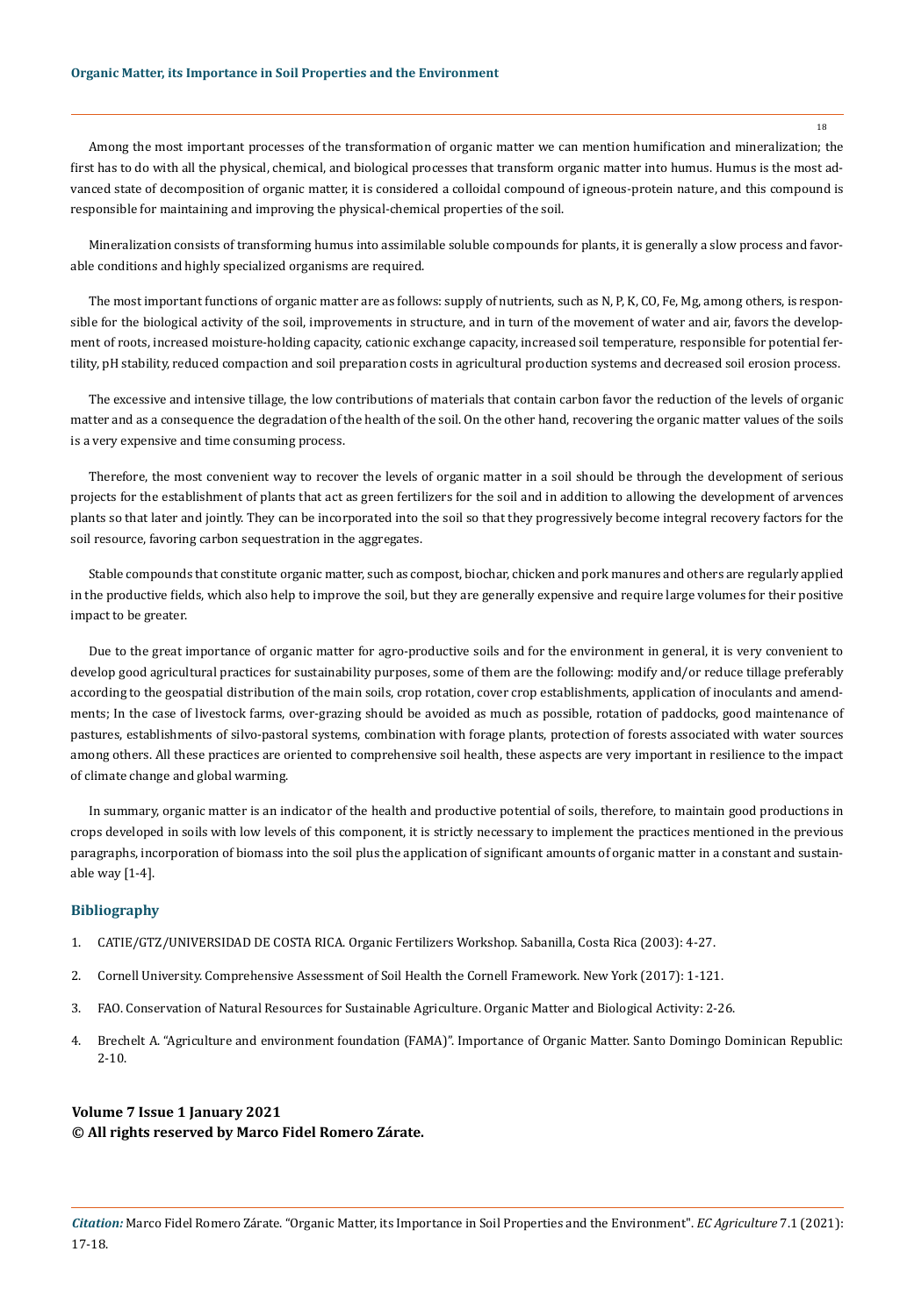Among the most important processes of the transformation of organic matter we can mention humification and mineralization; the first has to do with all the physical, chemical, and biological processes that transform organic matter into humus. Humus is the most advanced state of decomposition of organic matter, it is considered a colloidal compound of igneous-protein nature, and this compound is responsible for maintaining and improving the physical-chemical properties of the soil.

Mineralization consists of transforming humus into assimilable soluble compounds for plants, it is generally a slow process and favorable conditions and highly specialized organisms are required.

The most important functions of organic matter are as follows: supply of nutrients, such as N, P, K, CO, Fe, Mg, among others, is responsible for the biological activity of the soil, improvements in structure, and in turn of the movement of water and air, favors the development of roots, increased moisture-holding capacity, cationic exchange capacity, increased soil temperature, responsible for potential fertility, pH stability, reduced compaction and soil preparation costs in agricultural production systems and decreased soil erosion process.

The excessive and intensive tillage, the low contributions of materials that contain carbon favor the reduction of the levels of organic matter and as a consequence the degradation of the health of the soil. On the other hand, recovering the organic matter values of the soils is a very expensive and time consuming process.

Therefore, the most convenient way to recover the levels of organic matter in a soil should be through the development of serious projects for the establishment of plants that act as green fertilizers for the soil and in addition to allowing the development of arvences plants so that later and jointly. They can be incorporated into the soil so that they progressively become integral recovery factors for the soil resource, favoring carbon sequestration in the aggregates.

Stable compounds that constitute organic matter, such as compost, biochar, chicken and pork manures and others are regularly applied in the productive fields, which also help to improve the soil, but they are generally expensive and require large volumes for their positive impact to be greater.

Due to the great importance of organic matter for agro-productive soils and for the environment in general, it is very convenient to develop good agricultural practices for sustainability purposes, some of them are the following: modify and/or reduce tillage preferably according to the geospatial distribution of the main soils, crop rotation, cover crop establishments, application of inoculants and amendments; In the case of livestock farms, over-grazing should be avoided as much as possible, rotation of paddocks, good maintenance of pastures, establishments of silvo-pastoral systems, combination with forage plants, protection of forests associated with water sources among others. All these practices are oriented to comprehensive soil health, these aspects are very important in resilience to the impact of climate change and global warming.

In summary, organic matter is an indicator of the health and productive potential of soils, therefore, to maintain good productions in crops developed in soils with low levels of this component, it is strictly necessary to implement the practices mentioned in the previous paragraphs, incorporation of biomass into the soil plus the application of significant amounts of organic matter in a constant and sustainable way [1-4].

## Bibliography

1. CATIE/GTZ/UNIVERSIDAD DE COSTA RICA. Organic Fertilizers Workshop. Sabanilla, Costa Rica (2003): 4-27.
2. Cornell University. Comprehensive Assessment of Soil Health the Cornell Framework. New York (2017): 1-121.
3. FAO. Conservation of Natural Resources for Sustainable Agriculture. Organic Matter and Biological Activity: 2-26.
4. Brechelt A. "Agriculture and environment foundation (FAMA)". Importance of Organic Matter. Santo Domingo Dominican Republic: 2-10.

**Volume 7 Issue 1 January 2021**
**© All rights reserved by Marco Fidel Romero Zárate.**